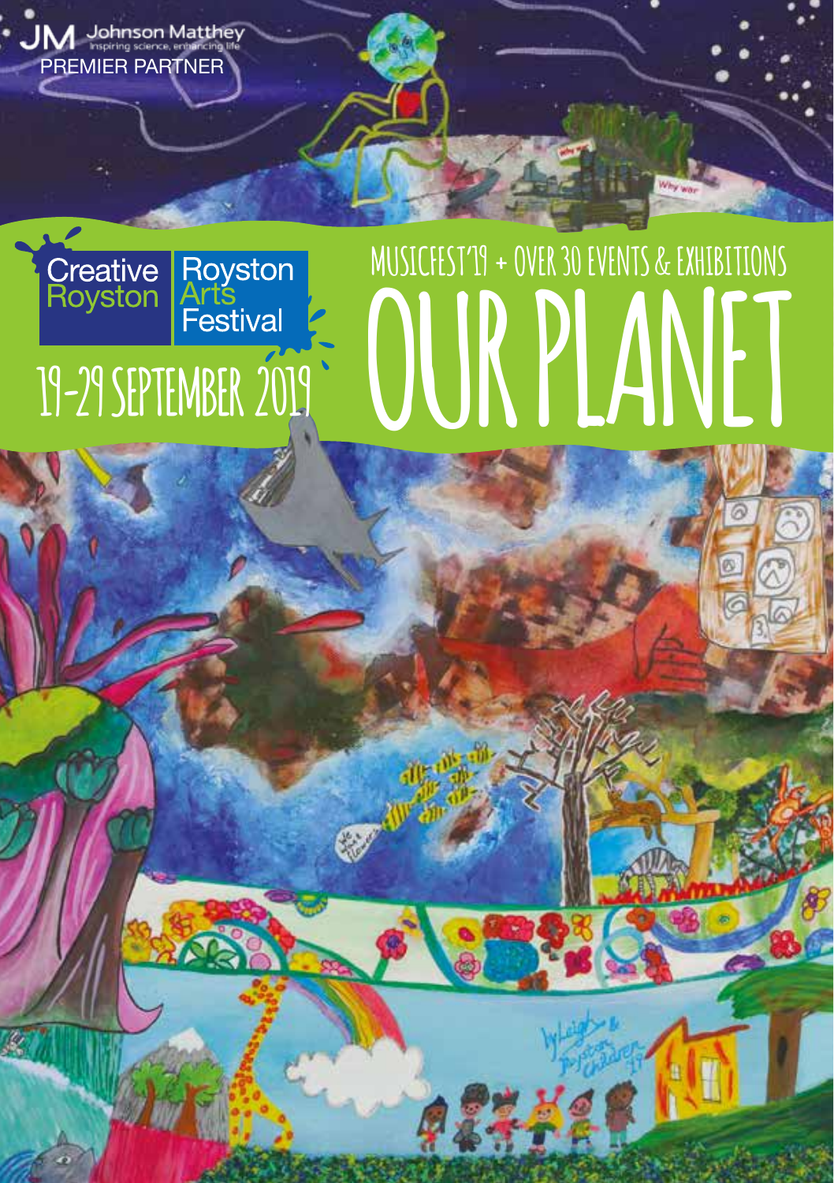Johnson Matthey
Inspiring science, enhancing life
PREMIER PARTNER

Creative Royston | Royston Arts Festival

# 19-29 SEPTEMBER 2019

MUSICFEST'19 + OVER 30 EVENTS & EXHIBITIONS

# OUR PLANET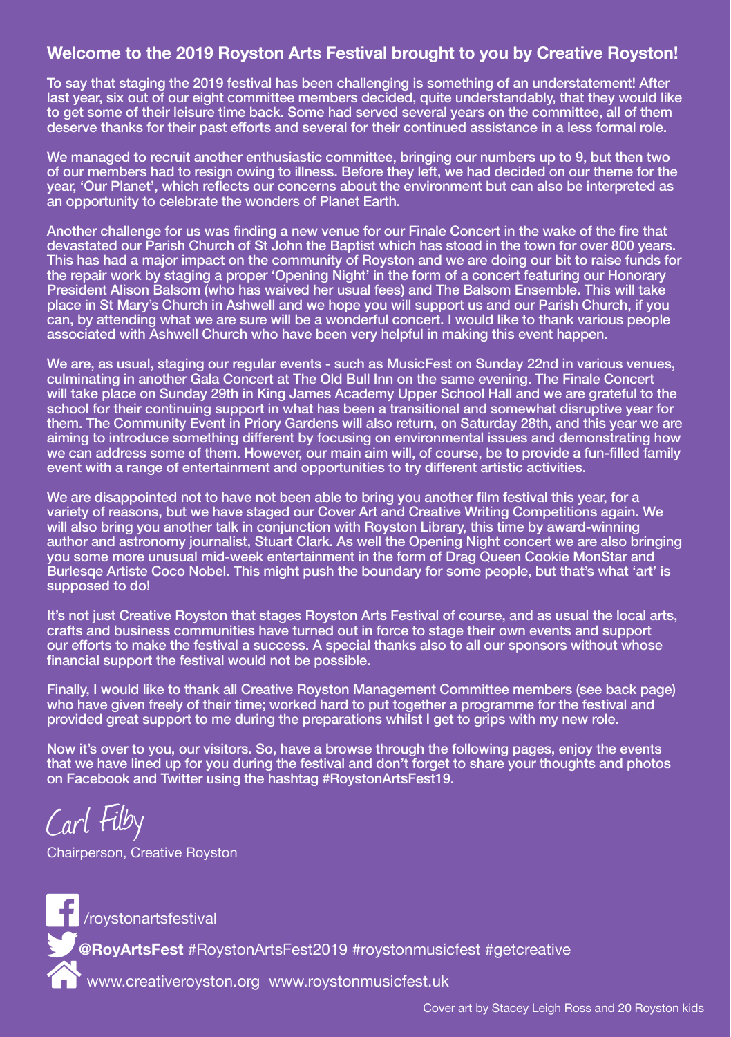## Welcome to the 2019 Royston Arts Festival brought to you by Creative Royston!

To say that staging the 2019 festival has been challenging is something of an understatement! After last year, six out of our eight committee members decided, quite understandably, that they would like to get some of their leisure time back. Some had served several years on the committee, all of them deserve thanks for their past efforts and several for their continued assistance in a less formal role.

We managed to recruit another enthusiastic committee, bringing our numbers up to 9, but then two of our members had to resign owing to illness. Before they left, we had decided on our theme for the year, 'Our Planet', which reflects our concerns about the environment but can also be interpreted as an opportunity to celebrate the wonders of Planet Earth.

Another challenge for us was finding a new venue for our Finale Concert in the wake of the fire that devastated our Parish Church of St John the Baptist which has stood in the town for over 800 years. This has had a major impact on the community of Royston and we are doing our bit to raise funds for the repair work by staging a proper 'Opening Night' in the form of a concert featuring our Honorary President Alison Balsom (who has waived her usual fees) and The Balsom Ensemble. This will take place in St Mary's Church in Ashwell and we hope you will support us and our Parish Church, if you can, by attending what we are sure will be a wonderful concert. I would like to thank various people associated with Ashwell Church who have been very helpful in making this event happen.

We are, as usual, staging our regular events - such as MusicFest on Sunday 22nd in various venues, culminating in another Gala Concert at The Old Bull Inn on the same evening. The Finale Concert will take place on Sunday 29th in King James Academy Upper School Hall and we are grateful to the school for their continuing support in what has been a transitional and somewhat disruptive year for them. The Community Event in Priory Gardens will also return, on Saturday 28th, and this year we are aiming to introduce something different by focusing on environmental issues and demonstrating how we can address some of them. However, our main aim will, of course, be to provide a fun-filled family event with a range of entertainment and opportunities to try different artistic activities.

We are disappointed not to have not been able to bring you another film festival this year, for a variety of reasons, but we have staged our Cover Art and Creative Writing Competitions again. We will also bring you another talk in conjunction with Royston Library, this time by award-winning author and astronomy journalist, Stuart Clark. As well the Opening Night concert we are also bringing you some more unusual mid-week entertainment in the form of Drag Queen Cookie MonStar and Burlesqe Artiste Coco Nobel. This might push the boundary for some people, but that's what 'art' is supposed to do!

It's not just Creative Royston that stages Royston Arts Festival of course, and as usual the local arts, crafts and business communities have turned out in force to stage their own events and support our efforts to make the festival a success. A special thanks also to all our sponsors without whose financial support the festival would not be possible.

Finally, I would like to thank all Creative Royston Management Committee members (see back page) who have given freely of their time; worked hard to put together a programme for the festival and provided great support to me during the preparations whilst I get to grips with my new role.

Now it's over to you, our visitors. So, have a browse through the following pages, enjoy the events that we have lined up for you during the festival and don't forget to share your thoughts and photos on Facebook and Twitter using the hashtag #RoystonArtsFest19.

*Carl Filby*

Chairperson, Creative Royston

/roystonartsfestival

**@RoyArtsFest** #RoystonArtsFest2019 #roystonmusicfest #getcreative

www.creativeroyston.org www.roystonmusicfest.uk

Cover art by Stacey Leigh Ross and 20 Royston kids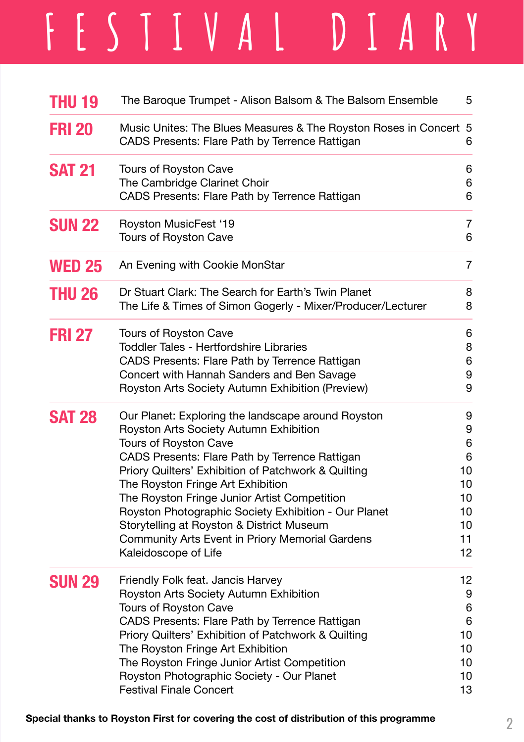# FESTIVAL DIARY

| Day | Event | Page |
|---|---|---|
| **THU 19** | The Baroque Trumpet - Alison Balsom & The Balsom Ensemble | 5 |
| **FRI 20** | Music Unites: The Blues Measures & The Royston Roses in Concert | 5 |
| | CADS Presents: Flare Path by Terrence Rattigan | 6 |
| **SAT 21** | Tours of Royston Cave | 6 |
| | The Cambridge Clarinet Choir | 6 |
| | CADS Presents: Flare Path by Terrence Rattigan | 6 |
| **SUN 22** | Royston MusicFest '19 | 7 |
| | Tours of Royston Cave | 6 |
| **WED 25** | An Evening with Cookie MonStar | 7 |
| **THU 26** | Dr Stuart Clark: The Search for Earth's Twin Planet | 8 |
| | The Life & Times of Simon Gogerly - Mixer/Producer/Lecturer | 8 |
| **FRI 27** | Tours of Royston Cave | 6 |
| | Toddler Tales - Hertfordshire Libraries | 8 |
| | CADS Presents: Flare Path by Terrence Rattigan | 6 |
| | Concert with Hannah Sanders and Ben Savage | 9 |
| | Royston Arts Society Autumn Exhibition (Preview) | 9 |
| **SAT 28** | Our Planet: Exploring the landscape around Royston | 9 |
| | Royston Arts Society Autumn Exhibition | 9 |
| | Tours of Royston Cave | 6 |
| | CADS Presents: Flare Path by Terrence Rattigan | 6 |
| | Priory Quilters' Exhibition of Patchwork & Quilting | 10 |
| | The Royston Fringe Art Exhibition | 10 |
| | The Royston Fringe Junior Artist Competition | 10 |
| | Royston Photographic Society Exhibition - Our Planet | 10 |
| | Storytelling at Royston & District Museum | 10 |
| | Community Arts Event in Priory Memorial Gardens | 11 |
| | Kaleidoscope of Life | 12 |
| **SUN 29** | Friendly Folk feat. Jancis Harvey | 12 |
| | Royston Arts Society Autumn Exhibition | 9 |
| | Tours of Royston Cave | 6 |
| | CADS Presents: Flare Path by Terrence Rattigan | 6 |
| | Priory Quilters' Exhibition of Patchwork & Quilting | 10 |
| | The Royston Fringe Art Exhibition | 10 |
| | The Royston Fringe Junior Artist Competition | 10 |
| | Royston Photographic Society - Our Planet | 10 |
| | Festival Finale Concert | 13 |

**Special thanks to Royston First for covering the cost of distribution of this programme**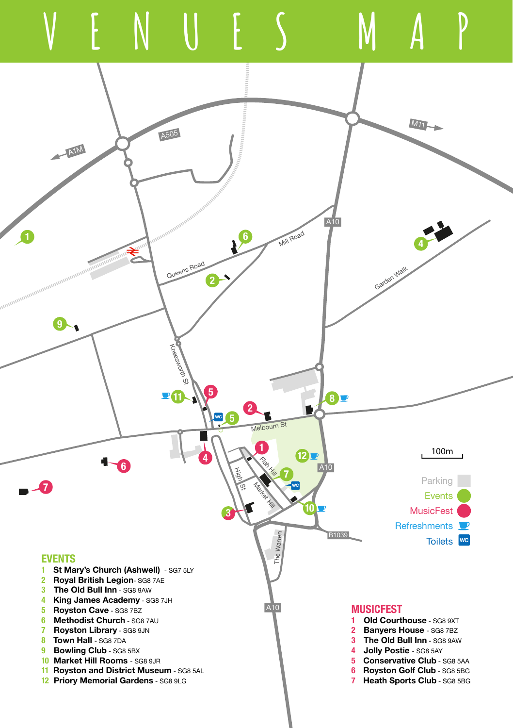# VENUES MAP

Parking

Events

MusicFest

Refreshments

Toilets

100m

## EVENTS

1. **St Mary's Church (Ashwell)** - SG7 5LY
2. **Royal British Legion**- SG8 7AE
3. **The Old Bull Inn** - SG8 9AW
4. **King James Academy** - SG8 7JH
5. **Royston Cave** - SG8 7BZ
6. **Methodist Church** - SG8 7AU
7. **Royston Library** - SG8 9JN
8. **Town Hall** - SG8 7DA
9. **Bowling Club** - SG8 5BX
10. **Market Hill Rooms** - SG8 9JR
11. **Royston and District Museum** - SG8 5AL
12. **Priory Memorial Gardens** - SG8 9LG

## MUSICFEST

1. **Old Courthouse** - SG8 9XT
2. **Banyers House** - SG8 7BZ
3. **The Old Bull Inn** - SG8 9AW
4. **Jolly Postie** - SG8 5AY
5. **Conservative Club** - SG8 5AA
6. **Royston Golf Club** - SG8 5BG
7. **Heath Sports Club** - SG8 5BG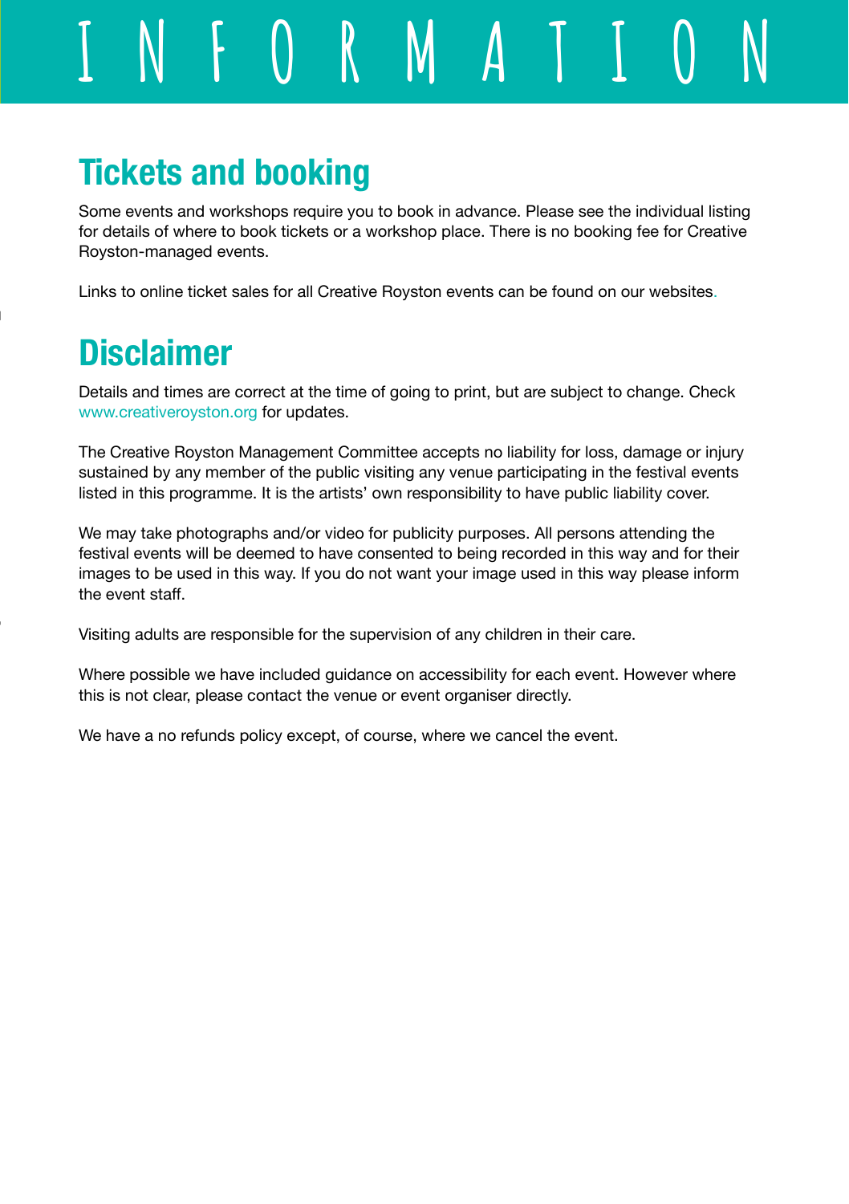# INFORMATION

## Tickets and booking

Some events and workshops require you to book in advance. Please see the individual listing for details of where to book tickets or a workshop place. There is no booking fee for Creative Royston-managed events.

Links to online ticket sales for all Creative Royston events can be found on our websites.

## Disclaimer

Details and times are correct at the time of going to print, but are subject to change. Check www.creativeroyston.org for updates.

The Creative Royston Management Committee accepts no liability for loss, damage or injury sustained by any member of the public visiting any venue participating in the festival events listed in this programme. It is the artists' own responsibility to have public liability cover.

We may take photographs and/or video for publicity purposes. All persons attending the festival events will be deemed to have consented to being recorded in this way and for their images to be used in this way. If you do not want your image used in this way please inform the event staff.

Visiting adults are responsible for the supervision of any children in their care.

Where possible we have included guidance on accessibility for each event. However where this is not clear, please contact the venue or event organiser directly.

We have a no refunds policy except, of course, where we cancel the event.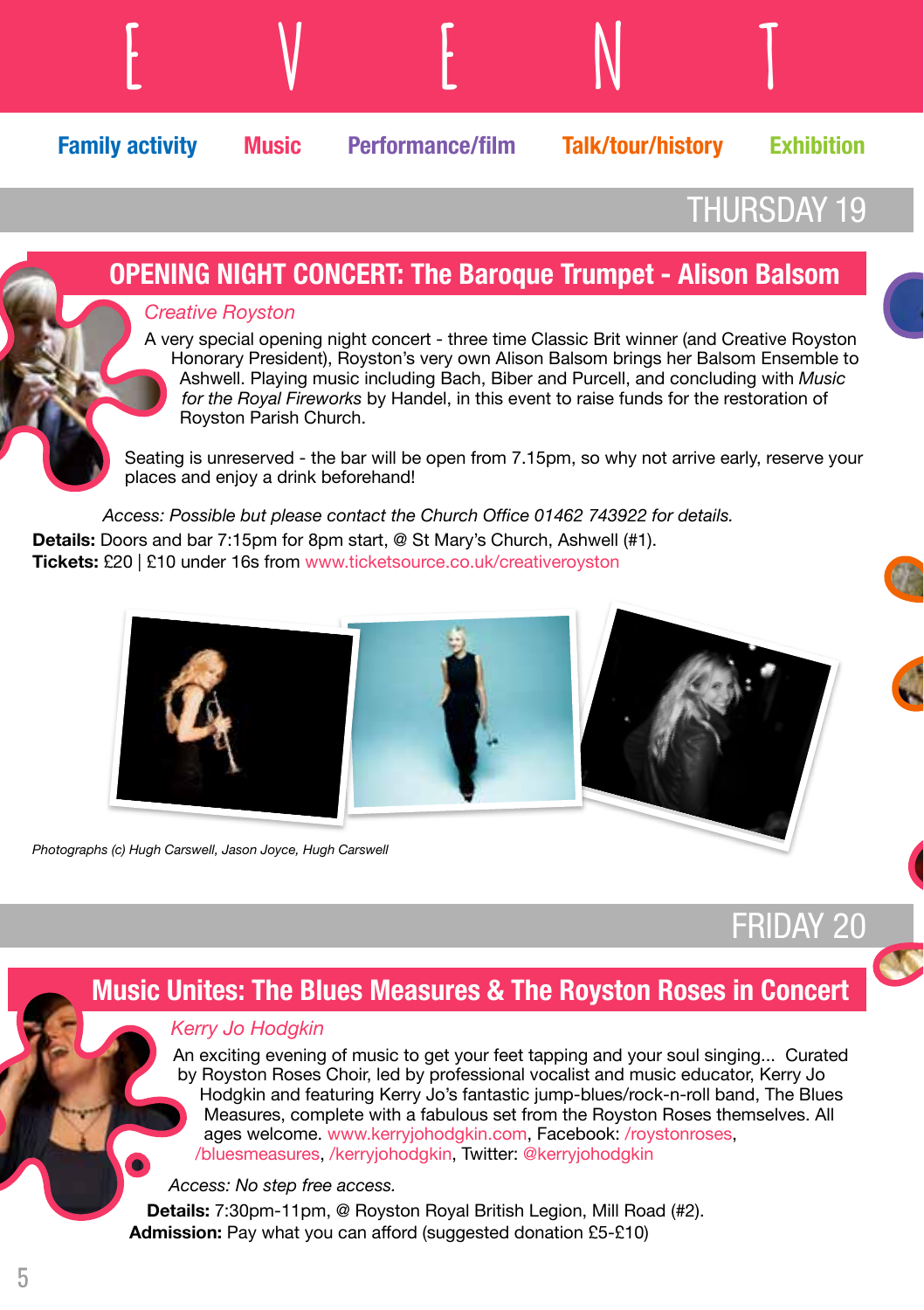# EVENT

**Family activity** **Music** **Performance/film** **Talk/tour/history** **Exhibition**

## THURSDAY 19

### OPENING NIGHT CONCERT: The Baroque Trumpet - Alison Balsom

*Creative Royston*

A very special opening night concert - three time Classic Brit winner (and Creative Royston Honorary President), Royston's very own Alison Balsom brings her Balsom Ensemble to Ashwell. Playing music including Bach, Biber and Purcell, and concluding with *Music for the Royal Fireworks* by Handel, in this event to raise funds for the restoration of Royston Parish Church.

Seating is unreserved - the bar will be open from 7.15pm, so why not arrive early, reserve your places and enjoy a drink beforehand!

*Access: Possible but please contact the Church Office 01462 743922 for details.*

**Details:** Doors and bar 7:15pm for 8pm start, @ St Mary's Church, Ashwell (#1).
**Tickets:** £20 | £10 under 16s from www.ticketsource.co.uk/creativeroyston

*Photographs (c) Hugh Carswell, Jason Joyce, Hugh Carswell*

## FRIDAY 20

### Music Unites: The Blues Measures & The Royston Roses in Concert

*Kerry Jo Hodgkin*

An exciting evening of music to get your feet tapping and your soul singing... Curated by Royston Roses Choir, led by professional vocalist and music educator, Kerry Jo Hodgkin and featuring Kerry Jo's fantastic jump-blues/rock-n-roll band, The Blues Measures, complete with a fabulous set from the Royston Roses themselves. All ages welcome. www.kerryjohodgkin.com, Facebook: /roystonroses, /bluesmeasures, /kerryjohodgkin, Twitter: @kerryjohodgkin

*Access: No step free access.*

**Details:** 7:30pm-11pm, @ Royston Royal British Legion, Mill Road (#2).
**Admission:** Pay what you can afford (suggested donation £5-£10)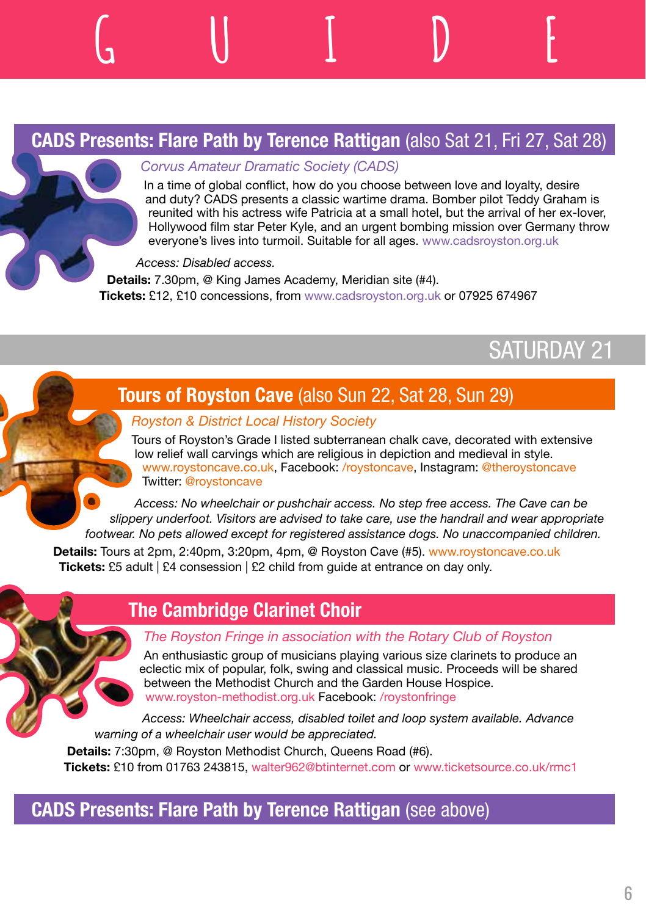# GUIDE

## CADS Presents: Flare Path by Terence Rattigan (also Sat 21, Fri 27, Sat 28)

*Corvus Amateur Dramatic Society (CADS)*

In a time of global conflict, how do you choose between love and loyalty, desire and duty? CADS presents a classic wartime drama. Bomber pilot Teddy Graham is reunited with his actress wife Patricia at a small hotel, but the arrival of her ex-lover, Hollywood film star Peter Kyle, and an urgent bombing mission over Germany throw everyone's lives into turmoil. Suitable for all ages. www.cadsroyston.org.uk

*Access: Disabled access.*

**Details:** 7.30pm, @ King James Academy, Meridian site (#4).

**Tickets:** £12, £10 concessions, from www.cadsroyston.org.uk or 07925 674967

# SATURDAY 21

## Tours of Royston Cave (also Sun 22, Sat 28, Sun 29)

*Royston & District Local History Society*

Tours of Royston's Grade I listed subterranean chalk cave, decorated with extensive low relief wall carvings which are religious in depiction and medieval in style. www.roystoncave.co.uk, Facebook: /roystoncave, Instagram: @theroystoncave Twitter: @roystoncave

*Access: No wheelchair or pushchair access. No step free access. The Cave can be slippery underfoot. Visitors are advised to take care, use the handrail and wear appropriate footwear. No pets allowed except for registered assistance dogs. No unaccompanied children.*

**Details:** Tours at 2pm, 2:40pm, 3:20pm, 4pm, @ Royston Cave (#5). www.roystoncave.co.uk

**Tickets:** £5 adult | £4 consession | £2 child from guide at entrance on day only.

## The Cambridge Clarinet Choir

*The Royston Fringe in association with the Rotary Club of Royston*

An enthusiastic group of musicians playing various size clarinets to produce an eclectic mix of popular, folk, swing and classical music. Proceeds will be shared between the Methodist Church and the Garden House Hospice. www.royston-methodist.org.uk Facebook: /roystonfringe

*Access: Wheelchair access, disabled toilet and loop system available. Advance warning of a wheelchair user would be appreciated.*

**Details:** 7:30pm, @ Royston Methodist Church, Queens Road (#6).

**Tickets:** £10 from 01763 243815, walter962@btinternet.com or www.ticketsource.co.uk/rmc1

## CADS Presents: Flare Path by Terence Rattigan (see above)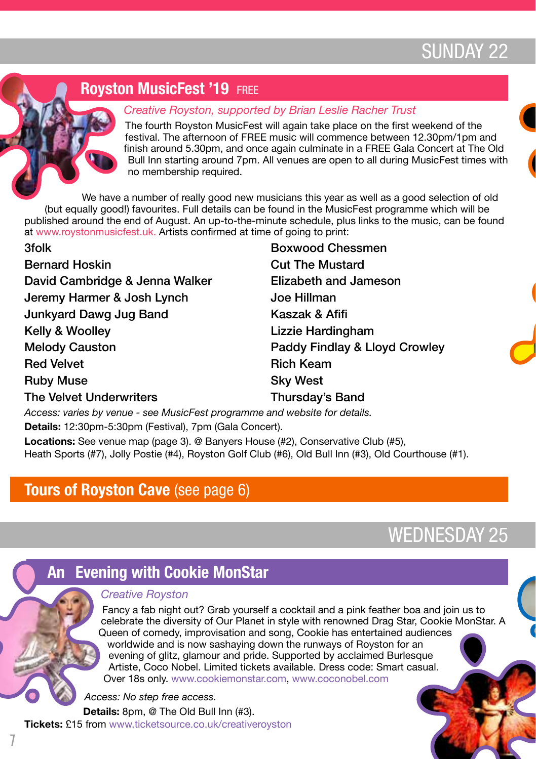# SUNDAY 22

## Royston MusicFest '19 FREE

*Creative Royston, supported by Brian Leslie Racher Trust*

The fourth Royston MusicFest will again take place on the first weekend of the festival. The afternoon of FREE music will commence between 12.30pm/1pm and finish around 5.30pm, and once again culminate in a FREE Gala Concert at The Old Bull Inn starting around 7pm. All venues are open to all during MusicFest times with no membership required.

We have a number of really good new musicians this year as well as a good selection of old (but equally good!) favourites. Full details can be found in the MusicFest programme which will be published around the end of August. An up-to-the-minute schedule, plus links to the music, can be found at www.roystonmusicfest.uk. Artists confirmed at time of going to print:

- 3folk
- Bernard Hoskin
- David Cambridge & Jenna Walker
- Jeremy Harmer & Josh Lynch
- Junkyard Dawg Jug Band
- Kelly & Woolley
- Melody Causton
- Red Velvet
- Ruby Muse
- The Velvet Underwriters
- Boxwood Chessmen
- Cut The Mustard
- Elizabeth and Jameson
- Joe Hillman
- Kaszak & Afifi
- Lizzie Hardingham
- Paddy Findlay & Lloyd Crowley
- Rich Keam
- Sky West
- Thursday's Band

*Access: varies by venue - see MusicFest programme and website for details.*

**Details:** 12:30pm-5:30pm (Festival), 7pm (Gala Concert).

**Locations:** See venue map (page 3). @ Banyers House (#2), Conservative Club (#5), Heath Sports (#7), Jolly Postie (#4), Royston Golf Club (#6), Old Bull Inn (#3), Old Courthouse (#1).

## Tours of Royston Cave (see page 6)

# WEDNESDAY 25

## An Evening with Cookie MonStar

*Creative Royston*

Fancy a fab night out? Grab yourself a cocktail and a pink feather boa and join us to celebrate the diversity of Our Planet in style with renowned Drag Star, Cookie MonStar. A Queen of comedy, improvisation and song, Cookie has entertained audiences worldwide and is now sashaying down the runways of Royston for an evening of glitz, glamour and pride. Supported by acclaimed Burlesque Artiste, Coco Nobel. Limited tickets available. Dress code: Smart casual. Over 18s only. www.cookiemonstar.com, www.coconobel.com

*Access: No step free access.*

**Details:** 8pm, @ The Old Bull Inn (#3).

**Tickets:** £15 from www.ticketsource.co.uk/creativeroyston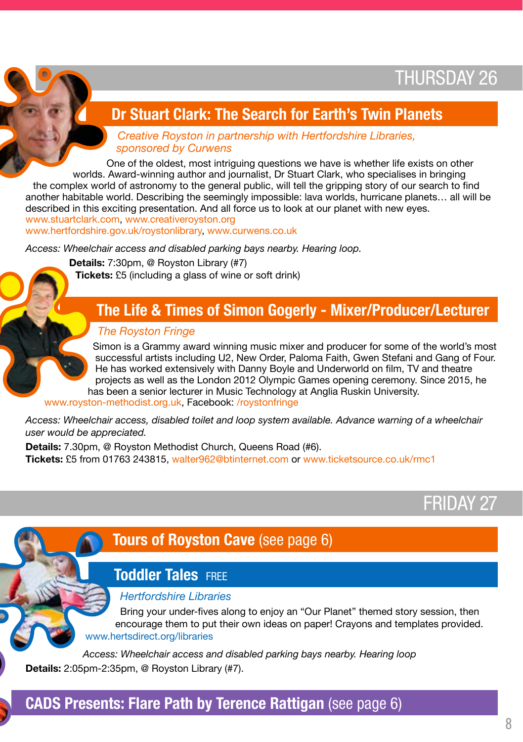## THURSDAY 26

### Dr Stuart Clark: The Search for Earth's Twin Planets

*Creative Royston in partnership with Hertfordshire Libraries, sponsored by Curwens*

One of the oldest, most intriguing questions we have is whether life exists on other worlds. Award-winning author and journalist, Dr Stuart Clark, who specialises in bringing the complex world of astronomy to the general public, will tell the gripping story of our search to find another habitable world. Describing the seemingly impossible: lava worlds, hurricane planets… all will be described in this exciting presentation. And all force us to look at our planet with new eyes.
www.stuartclark.com, www.creativeroyston.org
www.hertfordshire.gov.uk/roystonlibrary, www.curwens.co.uk

*Access: Wheelchair access and disabled parking bays nearby. Hearing loop.*

**Details:** 7:30pm, @ Royston Library (#7)
**Tickets:** £5 (including a glass of wine or soft drink)

### The Life & Times of Simon Gogerly - Mixer/Producer/Lecturer

*The Royston Fringe*

Simon is a Grammy award winning music mixer and producer for some of the world's most successful artists including U2, New Order, Paloma Faith, Gwen Stefani and Gang of Four. He has worked extensively with Danny Boyle and Underworld on film, TV and theatre projects as well as the London 2012 Olympic Games opening ceremony. Since 2015, he has been a senior lecturer in Music Technology at Anglia Ruskin University.
www.royston-methodist.org.uk, Facebook: /roystonfringe

*Access: Wheelchair access, disabled toilet and loop system available. Advance warning of a wheelchair user would be appreciated.*

**Details:** 7.30pm, @ Royston Methodist Church, Queens Road (#6).
**Tickets:** £5 from 01763 243815, walter962@btinternet.com or www.ticketsource.co.uk/rmc1

## FRIDAY 27

### Tours of Royston Cave (see page 6)

### Toddler Tales FREE

*Hertfordshire Libraries*

Bring your under-fives along to enjoy an "Our Planet" themed story session, then encourage them to put their own ideas on paper! Crayons and templates provided.
www.hertsdirect.org/libraries

*Access: Wheelchair access and disabled parking bays nearby. Hearing loop*

**Details:** 2:05pm-2:35pm, @ Royston Library (#7).

### CADS Presents: Flare Path by Terence Rattigan (see page 6)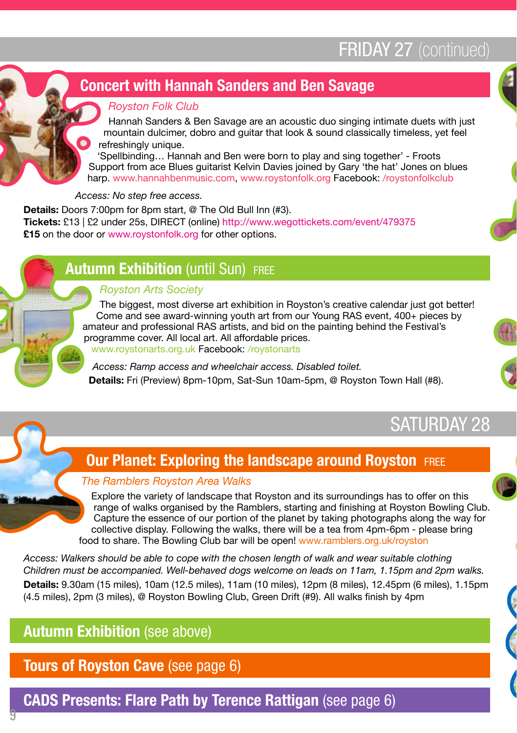# FRIDAY 27 (continued)

## Concert with Hannah Sanders and Ben Savage

*Royston Folk Club*

Hannah Sanders & Ben Savage are an acoustic duo singing intimate duets with just mountain dulcimer, dobro and guitar that look & sound classically timeless, yet feel refreshingly unique.

'Spellbinding… Hannah and Ben were born to play and sing together' - Froots

Support from ace Blues guitarist Kelvin Davies joined by Gary 'the hat' Jones on blues harp. www.hannahbenmusic.com, www.roystonfolk.org Facebook: /roystonfolkclub

*Access: No step free access.*

**Details:** Doors 7:00pm for 8pm start, @ The Old Bull Inn (#3).
**Tickets:** £13 | £2 under 25s, DIRECT (online) http://www.wegottickets.com/event/479375
**£15** on the door or www.roystonfolk.org for other options.

## Autumn Exhibition (until Sun) FREE

*Royston Arts Society*

The biggest, most diverse art exhibition in Royston's creative calendar just got better! Come and see award-winning youth art from our Young RAS event, 400+ pieces by amateur and professional RAS artists, and bid on the painting behind the Festival's programme cover. All local art. All affordable prices.

www.roystonarts.org.uk Facebook: /roystonarts

*Access: Ramp access and wheelchair access. Disabled toilet.*

**Details:** Fri (Preview) 8pm-10pm, Sat-Sun 10am-5pm, @ Royston Town Hall (#8).

# SATURDAY 28

## Our Planet: Exploring the landscape around Royston FREE

*The Ramblers Royston Area Walks*

Explore the variety of landscape that Royston and its surroundings has to offer on this range of walks organised by the Ramblers, starting and finishing at Royston Bowling Club. Capture the essence of our portion of the planet by taking photographs along the way for collective display. Following the walks, there will be a tea from 4pm-6pm - please bring food to share. The Bowling Club bar will be open! www.ramblers.org.uk/royston

*Access: Walkers should be able to cope with the chosen length of walk and wear suitable clothing Children must be accompanied. Well-behaved dogs welcome on leads on 11am, 1.15pm and 2pm walks.*

**Details:** 9.30am (15 miles), 10am (12.5 miles), 11am (10 miles), 12pm (8 miles), 12.45pm (6 miles), 1.15pm (4.5 miles), 2pm (3 miles), @ Royston Bowling Club, Green Drift (#9). All walks finish by 4pm

## Autumn Exhibition (see above)

## Tours of Royston Cave (see page 6)

## CADS Presents: Flare Path by Terence Rattigan (see page 6)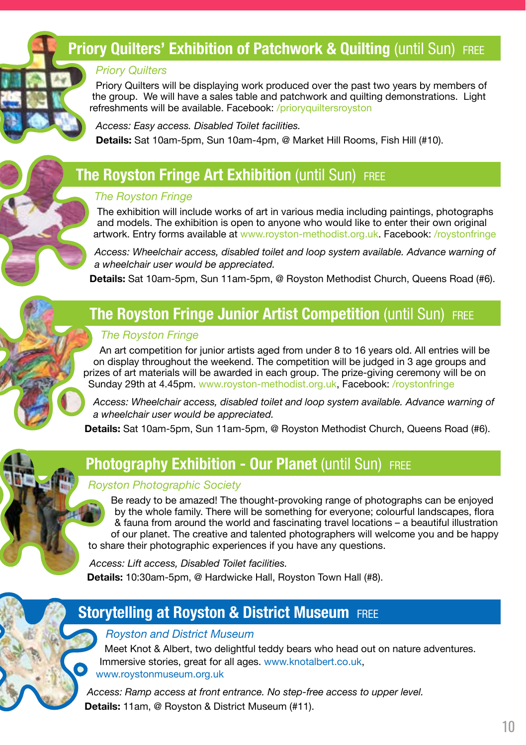## Priory Quilters' Exhibition of Patchwork & Quilting (until Sun) FREE

*Priory Quilters*

Priory Quilters will be displaying work produced over the past two years by members of the group. We will have a sales table and patchwork and quilting demonstrations. Light refreshments will be available. Facebook: /prioryquiltersroyston

*Access: Easy access. Disabled Toilet facilities.*

**Details:** Sat 10am-5pm, Sun 10am-4pm, @ Market Hill Rooms, Fish Hill (#10).

## The Royston Fringe Art Exhibition (until Sun) FREE

*The Royston Fringe*

The exhibition will include works of art in various media including paintings, photographs and models. The exhibition is open to anyone who would like to enter their own original artwork. Entry forms available at www.royston-methodist.org.uk. Facebook: /roystonfringe

*Access: Wheelchair access, disabled toilet and loop system available. Advance warning of a wheelchair user would be appreciated.*

**Details:** Sat 10am-5pm, Sun 11am-5pm, @ Royston Methodist Church, Queens Road (#6).

## The Royston Fringe Junior Artist Competition (until Sun) FREE

*The Royston Fringe*

An art competition for junior artists aged from under 8 to 16 years old. All entries will be on display throughout the weekend. The competition will be judged in 3 age groups and prizes of art materials will be awarded in each group. The prize-giving ceremony will be on Sunday 29th at 4.45pm. www.royston-methodist.org.uk, Facebook: /roystonfringe

*Access: Wheelchair access, disabled toilet and loop system available. Advance warning of a wheelchair user would be appreciated.*

**Details:** Sat 10am-5pm, Sun 11am-5pm, @ Royston Methodist Church, Queens Road (#6).

## Photography Exhibition - Our Planet (until Sun) FREE

*Royston Photographic Society*

Be ready to be amazed! The thought-provoking range of photographs can be enjoyed by the whole family. There will be something for everyone; colourful landscapes, flora & fauna from around the world and fascinating travel locations – a beautiful illustration of our planet. The creative and talented photographers will welcome you and be happy to share their photographic experiences if you have any questions.

*Access: Lift access, Disabled Toilet facilities.*

**Details:** 10:30am-5pm, @ Hardwicke Hall, Royston Town Hall (#8).

## Storytelling at Royston & District Museum FREE

*Royston and District Museum*

Meet Knot & Albert, two delightful teddy bears who head out on nature adventures. Immersive stories, great for all ages. www.knotalbert.co.uk, www.roystonmuseum.org.uk

*Access: Ramp access at front entrance. No step-free access to upper level.*

**Details:** 11am, @ Royston & District Museum (#11).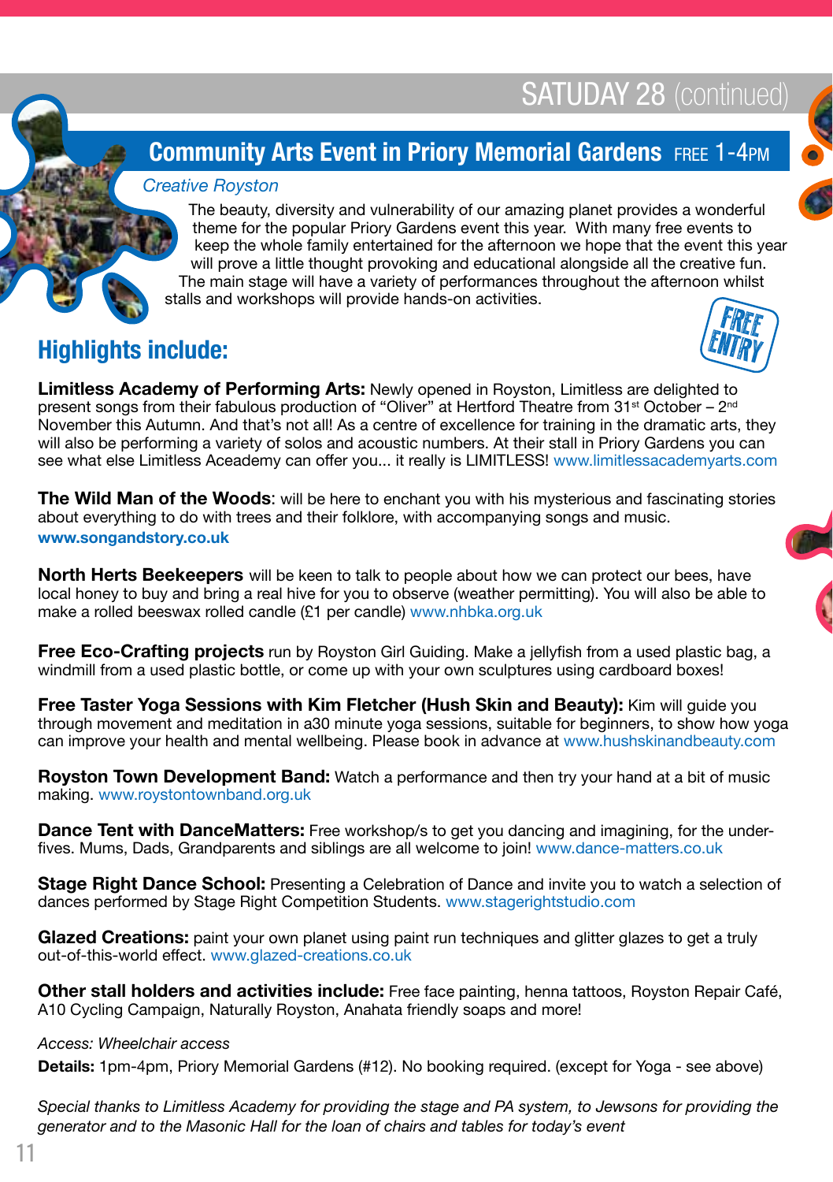# SATUDAY 28 (continued)

## Community Arts Event in Priory Memorial Gardens FREE 1-4PM

*Creative Royston*

The beauty, diversity and vulnerability of our amazing planet provides a wonderful theme for the popular Priory Gardens event this year. With many free events to keep the whole family entertained for the afternoon we hope that the event this year will prove a little thought provoking and educational alongside all the creative fun. The main stage will have a variety of performances throughout the afternoon whilst stalls and workshops will provide hands-on activities.

FREE ENTRY

## Highlights include:

**Limitless Academy of Performing Arts:** Newly opened in Royston, Limitless are delighted to present songs from their fabulous production of "Oliver" at Hertford Theatre from 31st October – 2nd November this Autumn. And that's not all! As a centre of excellence for training in the dramatic arts, they will also be performing a variety of solos and acoustic numbers. At their stall in Priory Gardens you can see what else Limitless Aceademy can offer you... it really is LIMITLESS! www.limitlessacademyarts.com

**The Wild Man of the Woods**: will be here to enchant you with his mysterious and fascinating stories about everything to do with trees and their folklore, with accompanying songs and music. **www.songandstory.co.uk**

**North Herts Beekeepers** will be keen to talk to people about how we can protect our bees, have local honey to buy and bring a real hive for you to observe (weather permitting). You will also be able to make a rolled beeswax rolled candle (£1 per candle) www.nhbka.org.uk

**Free Eco-Crafting projects** run by Royston Girl Guiding. Make a jellyfish from a used plastic bag, a windmill from a used plastic bottle, or come up with your own sculptures using cardboard boxes!

**Free Taster Yoga Sessions with Kim Fletcher (Hush Skin and Beauty):** Kim will guide you through movement and meditation in a30 minute yoga sessions, suitable for beginners, to show how yoga can improve your health and mental wellbeing. Please book in advance at www.hushskinandbeauty.com

**Royston Town Development Band:** Watch a performance and then try your hand at a bit of music making. www.roystontownband.org.uk

**Dance Tent with DanceMatters:** Free workshop/s to get you dancing and imagining, for the under-fives. Mums, Dads, Grandparents and siblings are all welcome to join! www.dance-matters.co.uk

**Stage Right Dance School:** Presenting a Celebration of Dance and invite you to watch a selection of dances performed by Stage Right Competition Students. www.stagerightstudio.com

**Glazed Creations:** paint your own planet using paint run techniques and glitter glazes to get a truly out-of-this-world effect. www.glazed-creations.co.uk

**Other stall holders and activities include:** Free face painting, henna tattoos, Royston Repair Café, A10 Cycling Campaign, Naturally Royston, Anahata friendly soaps and more!

*Access: Wheelchair access*

**Details:** 1pm-4pm, Priory Memorial Gardens (#12). No booking required. (except for Yoga - see above)

*Special thanks to Limitless Academy for providing the stage and PA system, to Jewsons for providing the generator and to the Masonic Hall for the loan of chairs and tables for today's event*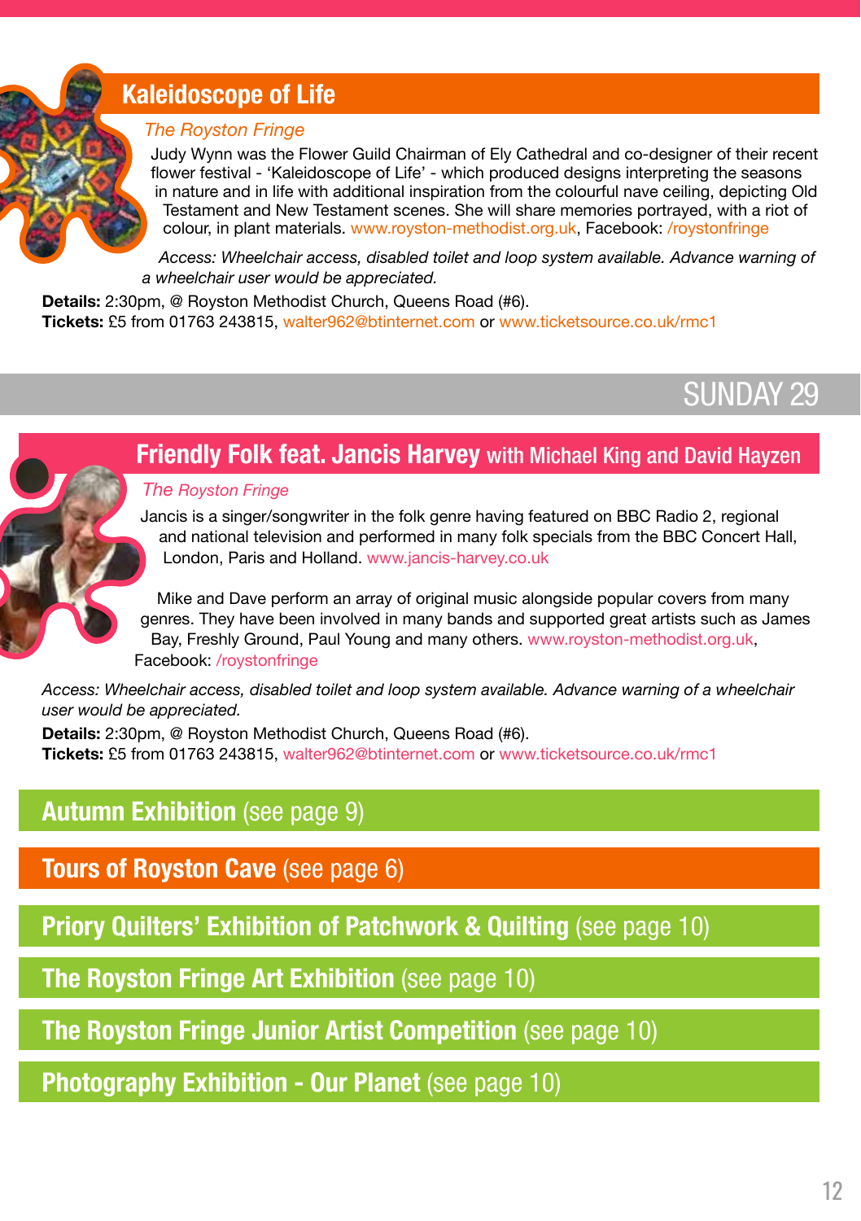## Kaleidoscope of Life

*The Royston Fringe*

Judy Wynn was the Flower Guild Chairman of Ely Cathedral and co-designer of their recent flower festival - 'Kaleidoscope of Life' - which produced designs interpreting the seasons in nature and in life with additional inspiration from the colourful nave ceiling, depicting Old Testament and New Testament scenes. She will share memories portrayed, with a riot of colour, in plant materials. www.royston-methodist.org.uk, Facebook: /roystonfringe

*Access: Wheelchair access, disabled toilet and loop system available. Advance warning of a wheelchair user would be appreciated.*

**Details:** 2:30pm, @ Royston Methodist Church, Queens Road (#6).
**Tickets:** £5 from 01763 243815, walter962@btinternet.com or www.ticketsource.co.uk/rmc1

# SUNDAY 29

## Friendly Folk feat. Jancis Harvey with Michael King and David Hayzen

*The Royston Fringe*

Jancis is a singer/songwriter in the folk genre having featured on BBC Radio 2, regional and national television and performed in many folk specials from the BBC Concert Hall, London, Paris and Holland. www.jancis-harvey.co.uk

Mike and Dave perform an array of original music alongside popular covers from many genres. They have been involved in many bands and supported great artists such as James Bay, Freshly Ground, Paul Young and many others. www.royston-methodist.org.uk, Facebook: /roystonfringe

*Access: Wheelchair access, disabled toilet and loop system available. Advance warning of a wheelchair user would be appreciated.*

**Details:** 2:30pm, @ Royston Methodist Church, Queens Road (#6).
**Tickets:** £5 from 01763 243815, walter962@btinternet.com or www.ticketsource.co.uk/rmc1

## Autumn Exhibition (see page 9)

## Tours of Royston Cave (see page 6)

## Priory Quilters' Exhibition of Patchwork & Quilting (see page 10)

## The Royston Fringe Art Exhibition (see page 10)

## The Royston Fringe Junior Artist Competition (see page 10)

## Photography Exhibition - Our Planet (see page 10)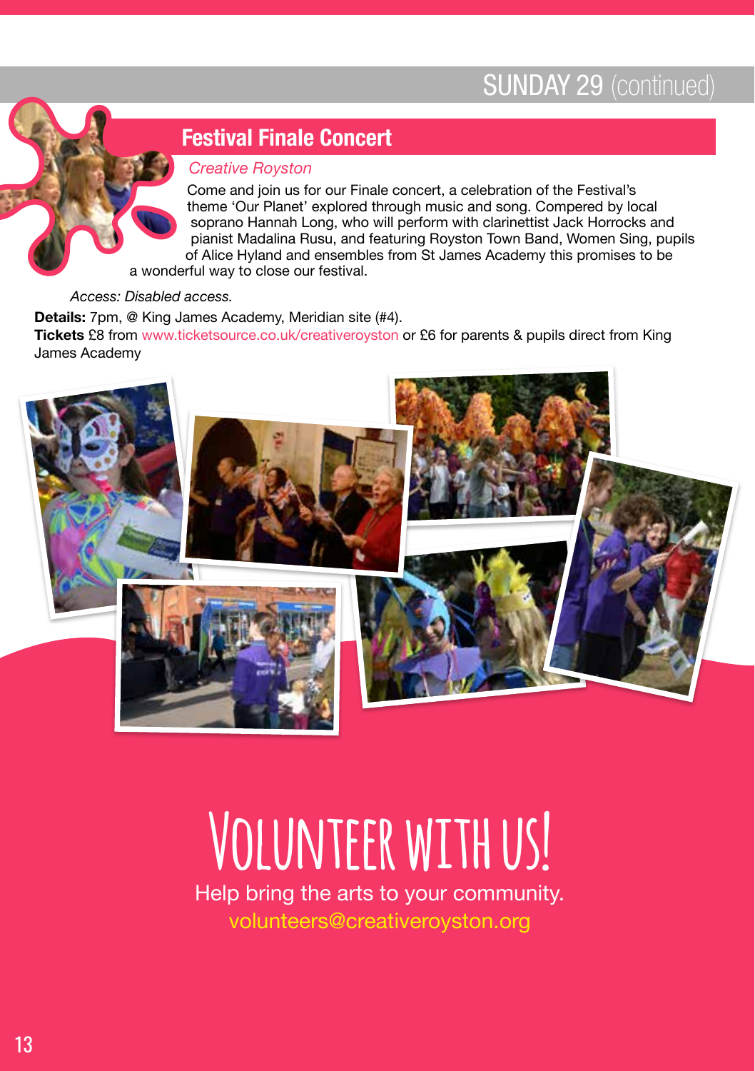## SUNDAY 29 (continued)

### Festival Finale Concert

*Creative Royston*

Come and join us for our Finale concert, a celebration of the Festival's theme 'Our Planet' explored through music and song. Compered by local soprano Hannah Long, who will perform with clarinettist Jack Horrocks and pianist Madalina Rusu, and featuring Royston Town Band, Women Sing, pupils of Alice Hyland and ensembles from St James Academy this promises to be a wonderful way to close our festival.

*Access: Disabled access.*

**Details:** 7pm, @ King James Academy, Meridian site (#4).
**Tickets** £8 from www.ticketsource.co.uk/creativeroyston or £6 for parents & pupils direct from King James Academy

# Volunteer with us!

Help bring the arts to your community.
volunteers@creativeroyston.org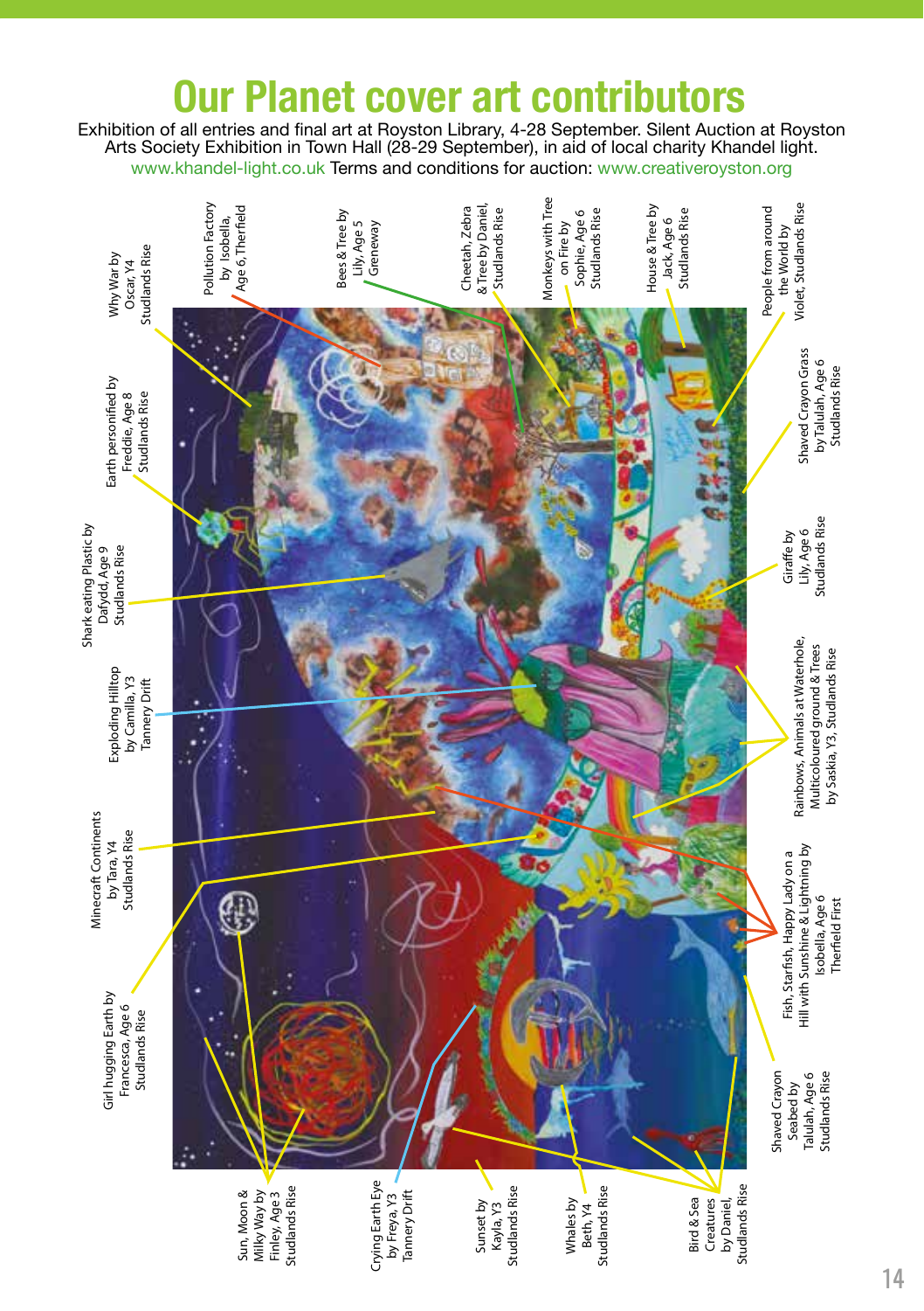# Our Planet cover art contributors

Exhibition of all entries and final art at Royston Library, 4-28 September. Silent Auction at Royston Arts Society Exhibition in Town Hall (28-29 September), in aid of local charity Khandel light. www.khandel-light.co.uk Terms and conditions for auction: www.creativeroyston.org

- Why War by Oscar, Y4 Studlands Rise
- Pollution Factory by Isobella, Age 6, Therfield
- Bees & Tree by Lily, Age 5 Greneway
- Cheetah, Zebra & Tree by Daniel, Studlands Rise
- Monkeys with Tree on Fire by Sophie, Age 6 Studlands Rise
- House & Tree by Jack, Age 6 Studlands Rise
- People from around the World by Violet, Studlands Rise
- Earth personified by Freddie, Age 8 Studlands Rise
- Shaved Crayon Grass by Talulah, Age 6 Studlands Rise
- Shark eating Plastic by Dafydd, Age 9 Studlands Rise
- Giraffe by Lily, Age 6 Studlands Rise
- Exploding Hilltop by Camilla, Y3 Tannery Drift
- Rainbows, Animals at Waterhole, Multicoloured ground & Trees by Saskia, Y3, Studlands Rise
- Minecraft Continents by Tara, Y4 Studlands Rise
- Girl hugging Earth by Francesca, Age 6 Studlands Rise
- Fish, Starfish, Happy Lady on a Hill with Sunshine & Lightning by Isobella, Age 6 Therfield First
- Shaved Crayon Seabed by Talulah, Age 6 Studlands Rise
- Sun, Moon & Milky Way by Finley, Age 3 Studlands Rise
- Crying Earth Eye by Freya, Y3 Tannery Drift
- Sunset by Kayla, Y3 Studlands Rise
- Whales by Beth, Y4 Studlands Rise
- Bird & Sea Creatures by Daniel, Studlands Rise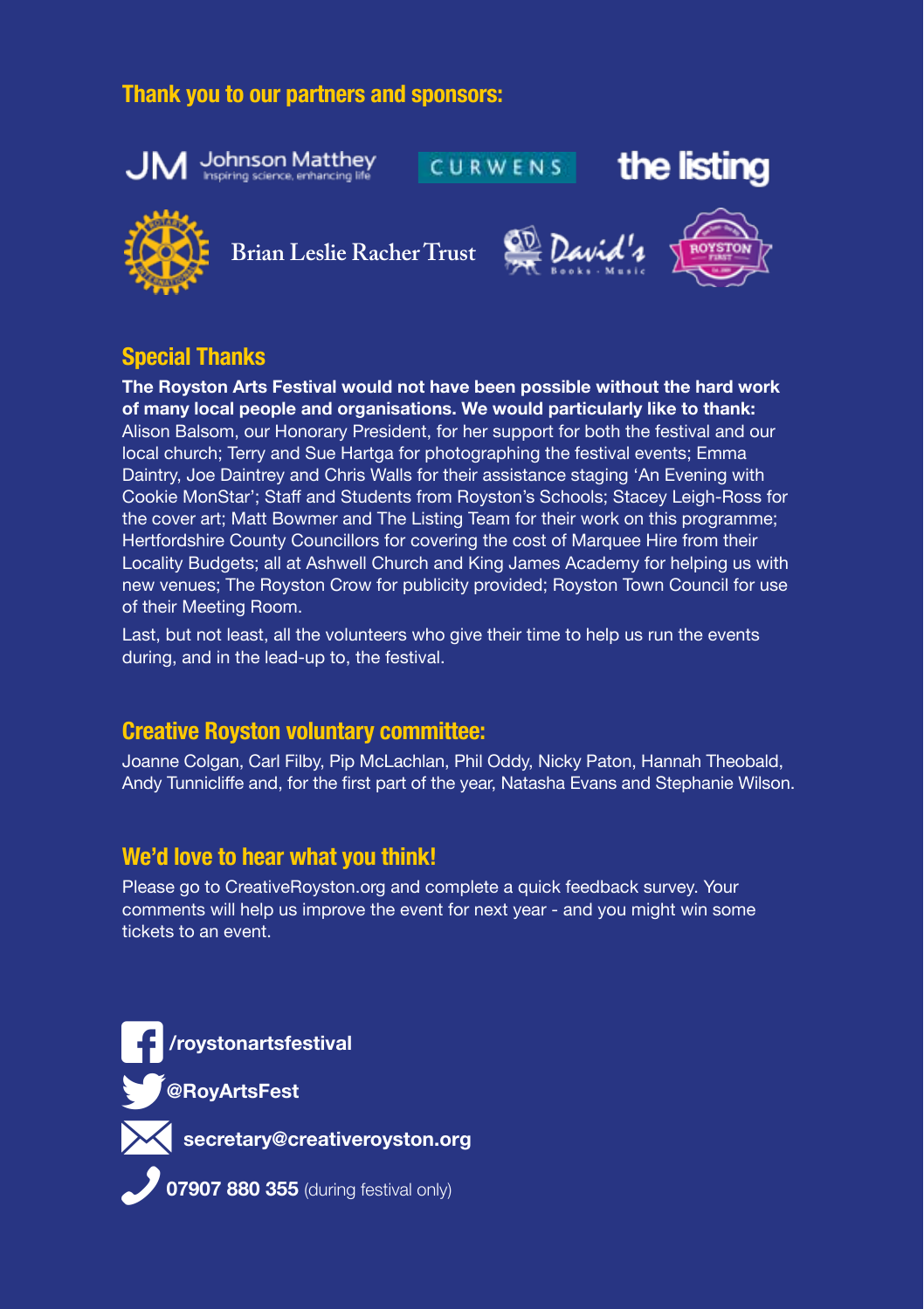## Thank you to our partners and sponsors:

Johnson Matthey — Inspiring science, enhancing life

CURWENS

the listing

Brian Leslie Racher Trust

David's Books · Music

ROYSTON FIRST

## Special Thanks

**The Royston Arts Festival would not have been possible without the hard work of many local people and organisations. We would particularly like to thank:** Alison Balsom, our Honorary President, for her support for both the festival and our local church; Terry and Sue Hartga for photographing the festival events; Emma Daintry, Joe Daintrey and Chris Walls for their assistance staging 'An Evening with Cookie MonStar'; Staff and Students from Royston's Schools; Stacey Leigh-Ross for the cover art; Matt Bowmer and The Listing Team for their work on this programme; Hertfordshire County Councillors for covering the cost of Marquee Hire from their Locality Budgets; all at Ashwell Church and King James Academy for helping us with new venues; The Royston Crow for publicity provided; Royston Town Council for use of their Meeting Room.

Last, but not least, all the volunteers who give their time to help us run the events during, and in the lead-up to, the festival.

## Creative Royston voluntary committee:

Joanne Colgan, Carl Filby, Pip McLachlan, Phil Oddy, Nicky Paton, Hannah Theobald, Andy Tunnicliffe and, for the first part of the year, Natasha Evans and Stephanie Wilson.

## We'd love to hear what you think!

Please go to CreativeRoyston.org and complete a quick feedback survey. Your comments will help us improve the event for next year - and you might win some tickets to an event.

**/roystonartsfestival**

**@RoyArtsFest**

**secretary@creativeroyston.org**

**07907 880 355** (during festival only)